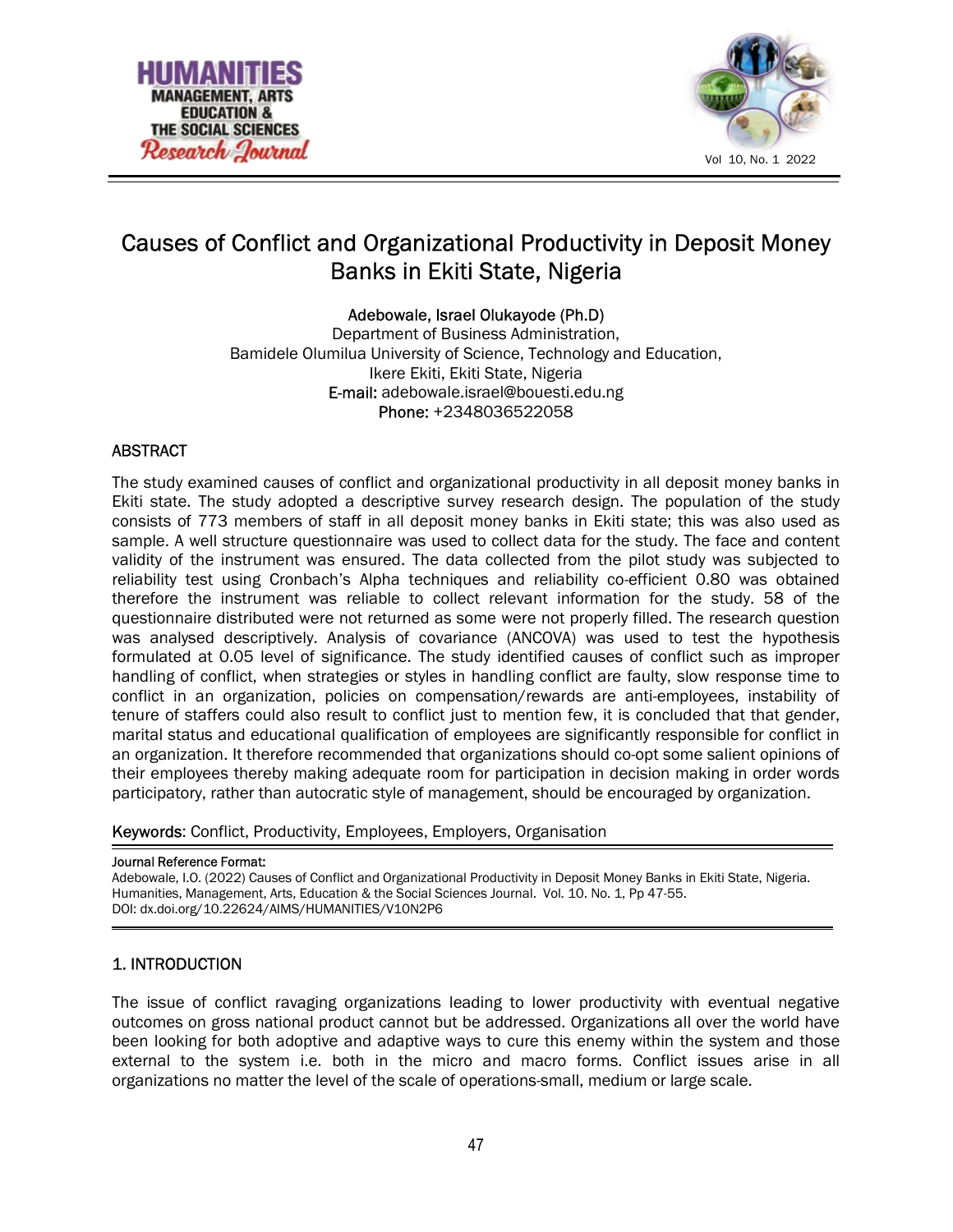# Causes of Conflict and Organizational Productivity in Deposit Money Banks in Ekiti State, Nigeria

**Adebowale, Israel Olukayode (Ph.D)**
Department of Business Administration,
Bamidele Olumilua University of Science, Technology and Education,
Ikere Ekiti, Ekiti State, Nigeria
**E-mail:** adebowale.israel@bouesti.edu.ng
**Phone:** +2348036522058

## ABSTRACT

The study examined causes of conflict and organizational productivity in all deposit money banks in Ekiti state. The study adopted a descriptive survey research design. The population of the study consists of 773 members of staff in all deposit money banks in Ekiti state; this was also used as sample. A well structure questionnaire was used to collect data for the study. The face and content validity of the instrument was ensured. The data collected from the pilot study was subjected to reliability test using Cronbach's Alpha techniques and reliability co-efficient 0.80 was obtained therefore the instrument was reliable to collect relevant information for the study. 58 of the questionnaire distributed were not returned as some were not properly filled. The research question was analysed descriptively. Analysis of covariance (ANCOVA) was used to test the hypothesis formulated at 0.05 level of significance. The study identified causes of conflict such as improper handling of conflict, when strategies or styles in handling conflict are faulty, slow response time to conflict in an organization, policies on compensation/rewards are anti-employees, instability of tenure of staffers could also result to conflict just to mention few, it is concluded that that gender, marital status and educational qualification of employees are significantly responsible for conflict in an organization. It therefore recommended that organizations should co-opt some salient opinions of their employees thereby making adequate room for participation in decision making in order words participatory, rather than autocratic style of management, should be encouraged by organization.

**Keywords:** Conflict, Productivity, Employees, Employers, Organisation

**Journal Reference Format:**
Adebowale, I.O. (2022) Causes of Conflict and Organizational Productivity in Deposit Money Banks in Ekiti State, Nigeria. Humanities, Management, Arts, Education & the Social Sciences Journal. Vol. 10. No. 1, Pp 47-55.
DOI: dx.doi.org/10.22624/AIMS/HUMANITIES/V10N2P6

## 1. INTRODUCTION

The issue of conflict ravaging organizations leading to lower productivity with eventual negative outcomes on gross national product cannot but be addressed. Organizations all over the world have been looking for both adoptive and adaptive ways to cure this enemy within the system and those external to the system i.e. both in the micro and macro forms. Conflict issues arise in all organizations no matter the level of the scale of operations-small, medium or large scale.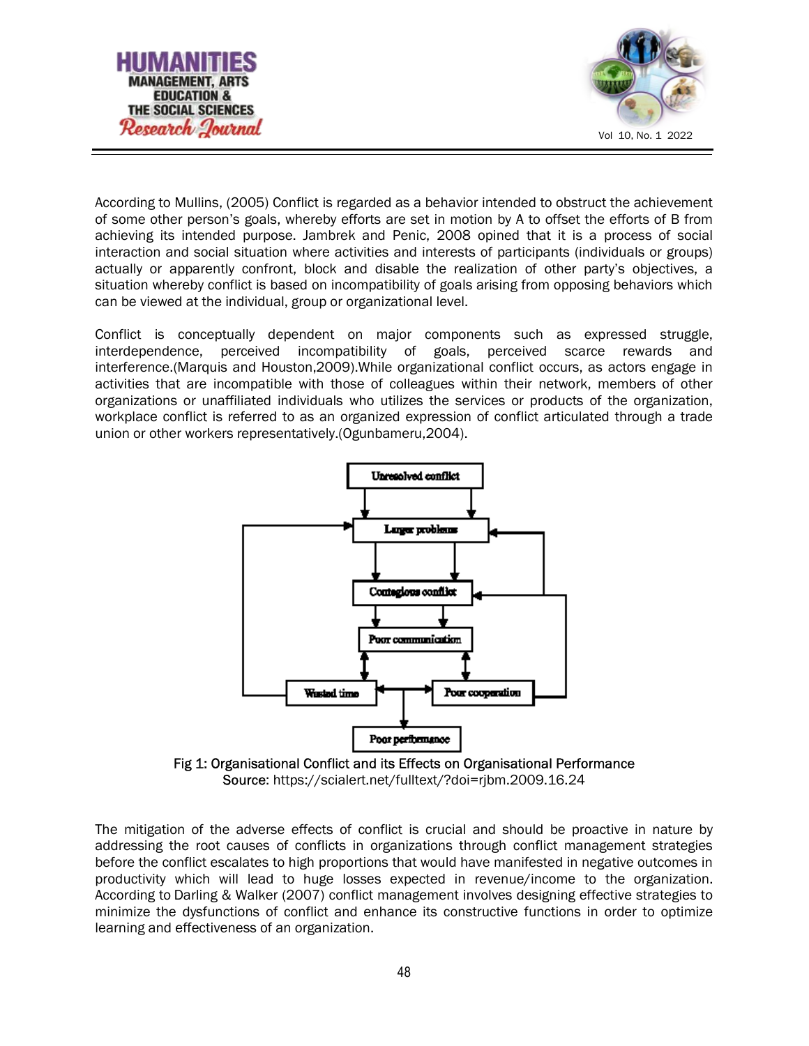According to Mullins, (2005) Conflict is regarded as a behavior intended to obstruct the achievement of some other person's goals, whereby efforts are set in motion by A to offset the efforts of B from achieving its intended purpose. Jambrek and Penic, 2008 opined that it is a process of social interaction and social situation where activities and interests of participants (individuals or groups) actually or apparently confront, block and disable the realization of other party's objectives, a situation whereby conflict is based on incompatibility of goals arising from opposing behaviors which can be viewed at the individual, group or organizational level.

Conflict is conceptually dependent on major components such as expressed struggle, interdependence, perceived incompatibility of goals, perceived scarce rewards and interference.(Marquis and Houston,2009).While organizational conflict occurs, as actors engage in activities that are incompatible with those of colleagues within their network, members of other organizations or unaffiliated individuals who utilizes the services or products of the organization, workplace conflict is referred to as an organized expression of conflict articulated through a trade union or other workers representatively.(Ogunbameru,2004).

Fig 1: Organisational Conflict and its Effects on Organisational Performance
Source: https://scialert.net/fulltext/?doi=rjbm.2009.16.24

The mitigation of the adverse effects of conflict is crucial and should be proactive in nature by addressing the root causes of conflicts in organizations through conflict management strategies before the conflict escalates to high proportions that would have manifested in negative outcomes in productivity which will lead to huge losses expected in revenue/income to the organization. According to Darling & Walker (2007) conflict management involves designing effective strategies to minimize the dysfunctions of conflict and enhance its constructive functions in order to optimize learning and effectiveness of an organization.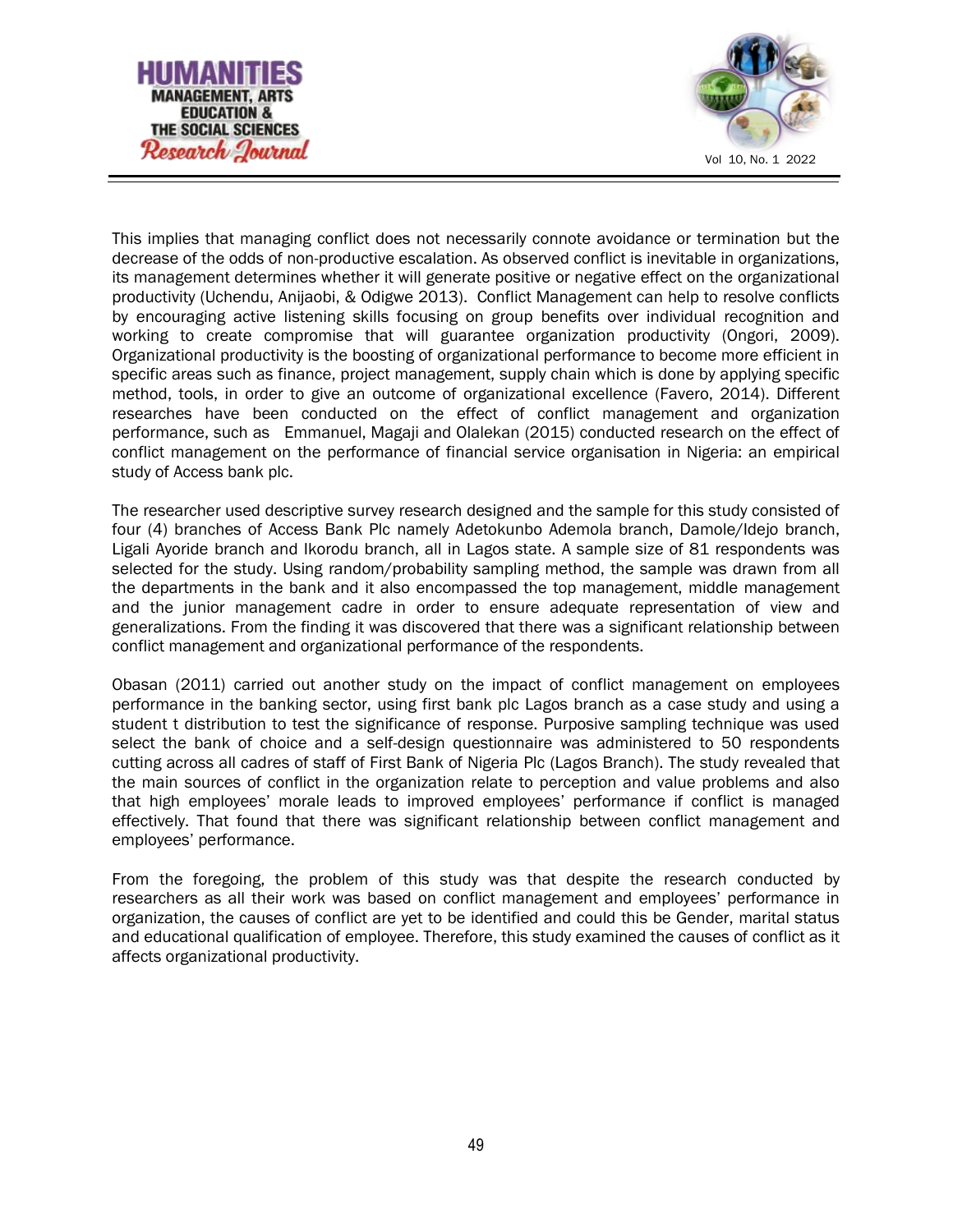This implies that managing conflict does not necessarily connote avoidance or termination but the decrease of the odds of non-productive escalation. As observed conflict is inevitable in organizations, its management determines whether it will generate positive or negative effect on the organizational productivity (Uchendu, Anijaobi, & Odigwe 2013). Conflict Management can help to resolve conflicts by encouraging active listening skills focusing on group benefits over individual recognition and working to create compromise that will guarantee organization productivity (Ongori, 2009). Organizational productivity is the boosting of organizational performance to become more efficient in specific areas such as finance, project management, supply chain which is done by applying specific method, tools, in order to give an outcome of organizational excellence (Favero, 2014). Different researches have been conducted on the effect of conflict management and organization performance, such as Emmanuel, Magaji and Olalekan (2015) conducted research on the effect of conflict management on the performance of financial service organisation in Nigeria: an empirical study of Access bank plc.

The researcher used descriptive survey research designed and the sample for this study consisted of four (4) branches of Access Bank Plc namely Adetokunbo Ademola branch, Damole/Idejo branch, Ligali Ayoride branch and Ikorodu branch, all in Lagos state. A sample size of 81 respondents was selected for the study. Using random/probability sampling method, the sample was drawn from all the departments in the bank and it also encompassed the top management, middle management and the junior management cadre in order to ensure adequate representation of view and generalizations. From the finding it was discovered that there was a significant relationship between conflict management and organizational performance of the respondents.

Obasan (2011) carried out another study on the impact of conflict management on employees performance in the banking sector, using first bank plc Lagos branch as a case study and using a student t distribution to test the significance of response. Purposive sampling technique was used select the bank of choice and a self-design questionnaire was administered to 50 respondents cutting across all cadres of staff of First Bank of Nigeria Plc (Lagos Branch). The study revealed that the main sources of conflict in the organization relate to perception and value problems and also that high employees' morale leads to improved employees' performance if conflict is managed effectively. That found that there was significant relationship between conflict management and employees' performance.

From the foregoing, the problem of this study was that despite the research conducted by researchers as all their work was based on conflict management and employees' performance in organization, the causes of conflict are yet to be identified and could this be Gender, marital status and educational qualification of employee. Therefore, this study examined the causes of conflict as it affects organizational productivity.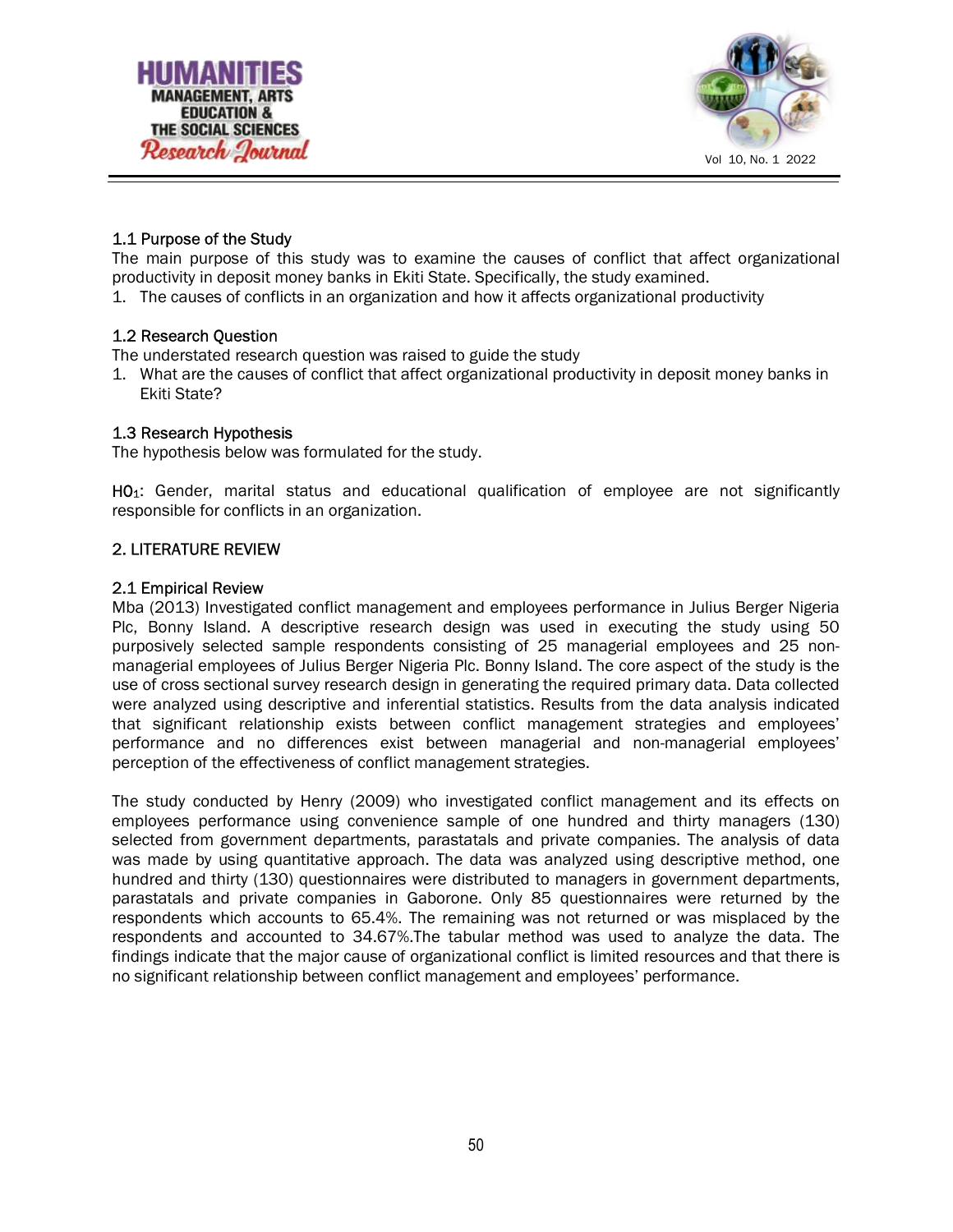### 1.1 Purpose of the Study

The main purpose of this study was to examine the causes of conflict that affect organizational productivity in deposit money banks in Ekiti State. Specifically, the study examined.

1. The causes of conflicts in an organization and how it affects organizational productivity

### 1.2 Research Question

The understated research question was raised to guide the study

1. What are the causes of conflict that affect organizational productivity in deposit money banks in Ekiti State?

### 1.3 Research Hypothesis

The hypothesis below was formulated for the study.

$HO_1$: Gender, marital status and educational qualification of employee are not significantly responsible for conflicts in an organization.

## 2. LITERATURE REVIEW

### 2.1 Empirical Review

Mba (2013) Investigated conflict management and employees performance in Julius Berger Nigeria Plc, Bonny Island. A descriptive research design was used in executing the study using 50 purposively selected sample respondents consisting of 25 managerial employees and 25 non-managerial employees of Julius Berger Nigeria Plc. Bonny Island. The core aspect of the study is the use of cross sectional survey research design in generating the required primary data. Data collected were analyzed using descriptive and inferential statistics. Results from the data analysis indicated that significant relationship exists between conflict management strategies and employees' performance and no differences exist between managerial and non-managerial employees' perception of the effectiveness of conflict management strategies.

The study conducted by Henry (2009) who investigated conflict management and its effects on employees performance using convenience sample of one hundred and thirty managers (130) selected from government departments, parastatals and private companies. The analysis of data was made by using quantitative approach. The data was analyzed using descriptive method, one hundred and thirty (130) questionnaires were distributed to managers in government departments, parastatals and private companies in Gaborone. Only 85 questionnaires were returned by the respondents which accounts to 65.4%. The remaining was not returned or was misplaced by the respondents and accounted to 34.67%.The tabular method was used to analyze the data. The findings indicate that the major cause of organizational conflict is limited resources and that there is no significant relationship between conflict management and employees' performance.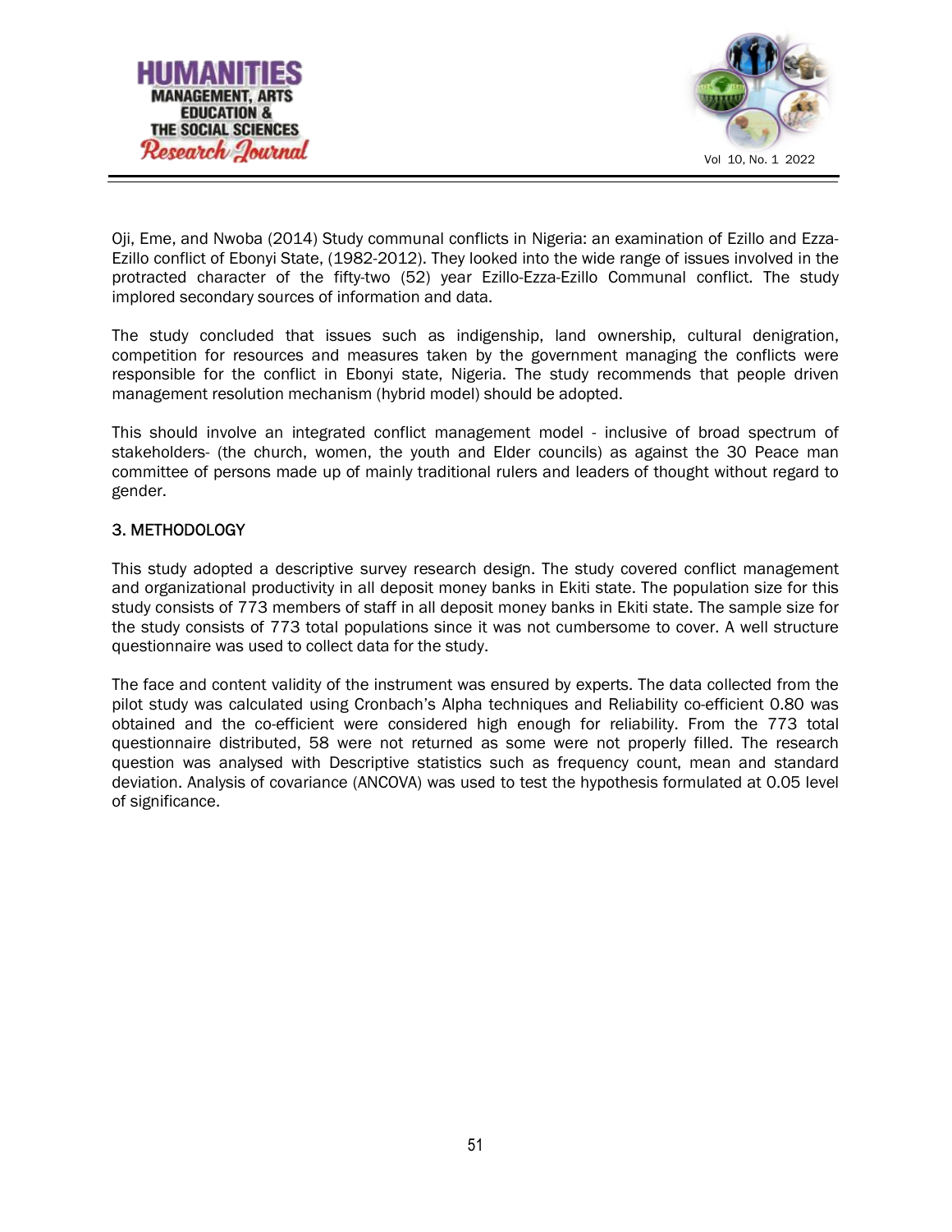Oji, Eme, and Nwoba (2014) Study communal conflicts in Nigeria: an examination of Ezillo and Ezza-Ezillo conflict of Ebonyi State, (1982-2012). They looked into the wide range of issues involved in the protracted character of the fifty-two (52) year Ezillo-Ezza-Ezillo Communal conflict. The study implored secondary sources of information and data.

The study concluded that issues such as indigenship, land ownership, cultural denigration, competition for resources and measures taken by the government managing the conflicts were responsible for the conflict in Ebonyi state, Nigeria. The study recommends that people driven management resolution mechanism (hybrid model) should be adopted.

This should involve an integrated conflict management model - inclusive of broad spectrum of stakeholders- (the church, women, the youth and Elder councils) as against the 30 Peace man committee of persons made up of mainly traditional rulers and leaders of thought without regard to gender.

## 3. METHODOLOGY

This study adopted a descriptive survey research design. The study covered conflict management and organizational productivity in all deposit money banks in Ekiti state. The population size for this study consists of 773 members of staff in all deposit money banks in Ekiti state. The sample size for the study consists of 773 total populations since it was not cumbersome to cover. A well structure questionnaire was used to collect data for the study.

The face and content validity of the instrument was ensured by experts. The data collected from the pilot study was calculated using Cronbach's Alpha techniques and Reliability co-efficient 0.80 was obtained and the co-efficient were considered high enough for reliability. From the 773 total questionnaire distributed, 58 were not returned as some were not properly filled. The research question was analysed with Descriptive statistics such as frequency count, mean and standard deviation. Analysis of covariance (ANCOVA) was used to test the hypothesis formulated at 0.05 level of significance.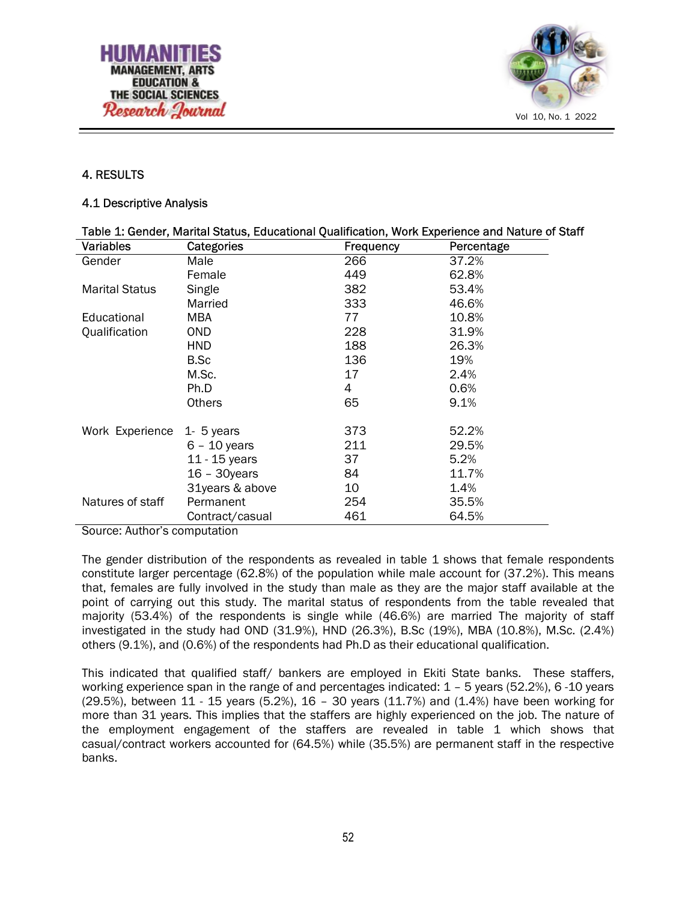## 4. RESULTS

### 4.1 Descriptive Analysis

Table 1: Gender, Marital Status, Educational Qualification, Work Experience and Nature of Staff

| Variables | Categories | Frequency | Percentage |
|---|---|---|---|
| Gender | Male | 266 | 37.2% |
| | Female | 449 | 62.8% |
| Marital Status | Single | 382 | 53.4% |
| | Married | 333 | 46.6% |
| Educational Qualification | MBA | 77 | 10.8% |
| | OND | 228 | 31.9% |
| | HND | 188 | 26.3% |
| | B.Sc | 136 | 19% |
| | M.Sc. | 17 | 2.4% |
| | Ph.D | 4 | 0.6% |
| | Others | 65 | 9.1% |
| Work Experience | 1- 5 years | 373 | 52.2% |
| | 6 – 10 years | 211 | 29.5% |
| | 11 - 15 years | 37 | 5.2% |
| | 16 – 30years | 84 | 11.7% |
| | 31years & above | 10 | 1.4% |
| Natures of staff | Permanent | 254 | 35.5% |
| | Contract/casual | 461 | 64.5% |

Source: Author's computation

The gender distribution of the respondents as revealed in table 1 shows that female respondents constitute larger percentage (62.8%) of the population while male account for (37.2%). This means that, females are fully involved in the study than male as they are the major staff available at the point of carrying out this study. The marital status of respondents from the table revealed that majority (53.4%) of the respondents is single while (46.6%) are married The majority of staff investigated in the study had OND (31.9%), HND (26.3%), B.Sc (19%), MBA (10.8%), M.Sc. (2.4%) others (9.1%), and (0.6%) of the respondents had Ph.D as their educational qualification.

This indicated that qualified staff/ bankers are employed in Ekiti State banks. These staffers, working experience span in the range of and percentages indicated: 1 – 5 years (52.2%), 6 -10 years (29.5%), between 11 - 15 years (5.2%), 16 – 30 years (11.7%) and (1.4%) have been working for more than 31 years. This implies that the staffers are highly experienced on the job. The nature of the employment engagement of the staffers are revealed in table 1 which shows that casual/contract workers accounted for (64.5%) while (35.5%) are permanent staff in the respective banks.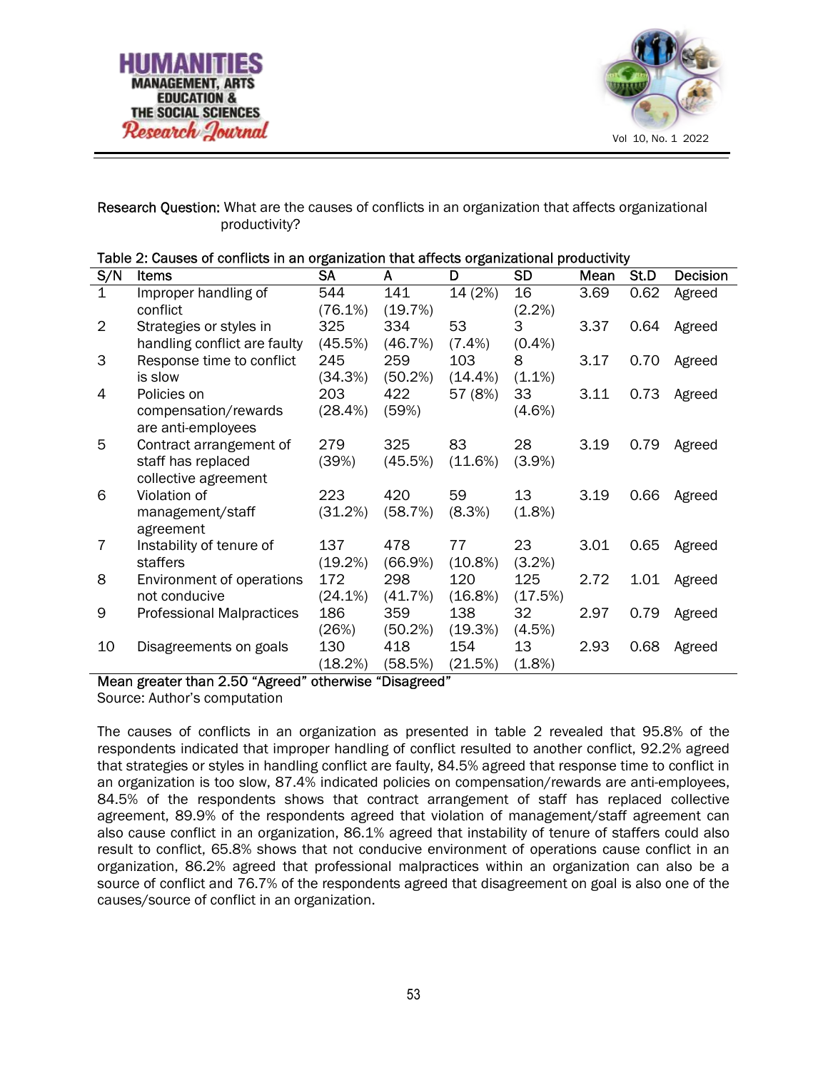**Research Question:** What are the causes of conflicts in an organization that affects organizational productivity?

**Table 2: Causes of conflicts in an organization that affects organizational productivity**

| S/N | Items | SA | A | D | SD | Mean | St.D | Decision |
|---|---|---|---|---|---|---|---|---|
| 1 | Improper handling of conflict | 544 (76.1%) | 141 (19.7%) | 14 (2%) | 16 (2.2%) | 3.69 | 0.62 | Agreed |
| 2 | Strategies or styles in handling conflict are faulty | 325 (45.5%) | 334 (46.7%) | 53 (7.4%) | 3 (0.4%) | 3.37 | 0.64 | Agreed |
| 3 | Response time to conflict is slow | 245 (34.3%) | 259 (50.2%) | 103 (14.4%) | 8 (1.1%) | 3.17 | 0.70 | Agreed |
| 4 | Policies on compensation/rewards are anti-employees | 203 (28.4%) | 422 (59%) | 57 (8%) | 33 (4.6%) | 3.11 | 0.73 | Agreed |
| 5 | Contract arrangement of staff has replaced collective agreement | 279 (39%) | 325 (45.5%) | 83 (11.6%) | 28 (3.9%) | 3.19 | 0.79 | Agreed |
| 6 | Violation of management/staff agreement | 223 (31.2%) | 420 (58.7%) | 59 (8.3%) | 13 (1.8%) | 3.19 | 0.66 | Agreed |
| 7 | Instability of tenure of staffers | 137 (19.2%) | 478 (66.9%) | 77 (10.8%) | 23 (3.2%) | 3.01 | 0.65 | Agreed |
| 8 | Environment of operations not conducive | 172 (24.1%) | 298 (41.7%) | 120 (16.8%) | 125 (17.5%) | 2.72 | 1.01 | Agreed |
| 9 | Professional Malpractices | 186 (26%) | 359 (50.2%) | 138 (19.3%) | 32 (4.5%) | 2.97 | 0.79 | Agreed |
| 10 | Disagreements on goals | 130 (18.2%) | 418 (58.5%) | 154 (21.5%) | 13 (1.8%) | 2.93 | 0.68 | Agreed |

Mean greater than 2.50 "Agreed" otherwise "Disagreed"

Source: Author's computation

The causes of conflicts in an organization as presented in table 2 revealed that 95.8% of the respondents indicated that improper handling of conflict resulted to another conflict, 92.2% agreed that strategies or styles in handling conflict are faulty, 84.5% agreed that response time to conflict in an organization is too slow, 87.4% indicated policies on compensation/rewards are anti-employees, 84.5% of the respondents shows that contract arrangement of staff has replaced collective agreement, 89.9% of the respondents agreed that violation of management/staff agreement can also cause conflict in an organization, 86.1% agreed that instability of tenure of staffers could also result to conflict, 65.8% shows that not conducive environment of operations cause conflict in an organization, 86.2% agreed that professional malpractices within an organization can also be a source of conflict and 76.7% of the respondents agreed that disagreement on goal is also one of the causes/source of conflict in an organization.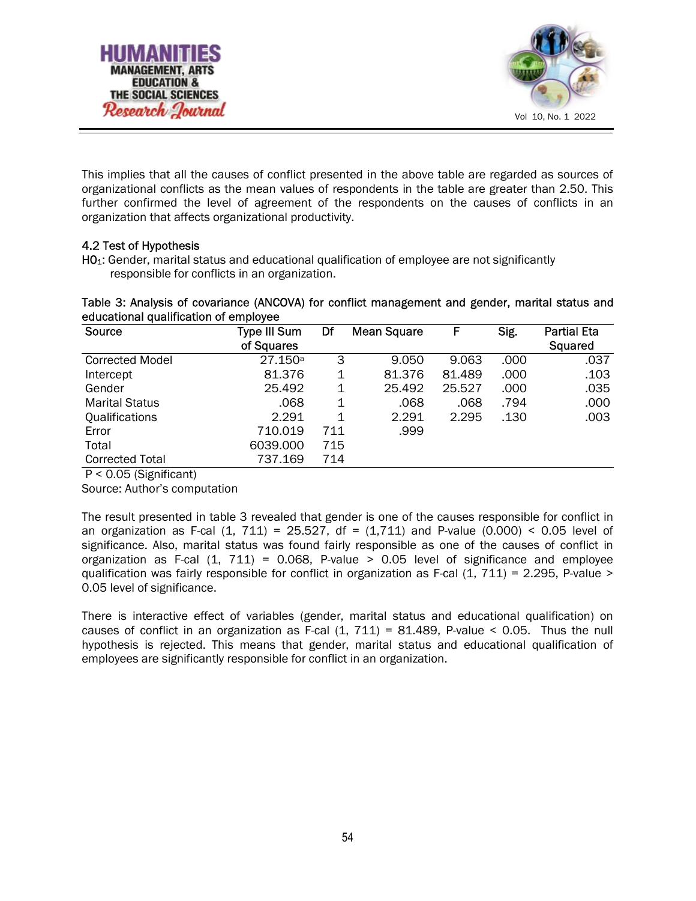This implies that all the causes of conflict presented in the above table are regarded as sources of organizational conflicts as the mean values of respondents in the table are greater than 2.50. This further confirmed the level of agreement of the respondents on the causes of conflicts in an organization that affects organizational productivity.

### 4.2 Test of Hypothesis

$HO_1$: Gender, marital status and educational qualification of employee are not significantly responsible for conflicts in an organization.

Table 3: Analysis of covariance (ANCOVA) for conflict management and gender, marital status and educational qualification of employee

| Source | Type III Sum of Squares | Df | Mean Square | F | Sig. | Partial Eta Squared |
|---|---|---|---|---|---|---|
| Corrected Model | 27.150[a] | 3 | 9.050 | 9.063 | .000 | .037 |
| Intercept | 81.376 | 1 | 81.376 | 81.489 | .000 | .103 |
| Gender | 25.492 | 1 | 25.492 | 25.527 | .000 | .035 |
| Marital Status | .068 | 1 | .068 | .068 | .794 | .000 |
| Qualifications | 2.291 | 1 | 2.291 | 2.295 | .130 | .003 |
| Error | 710.019 | 711 | .999 | | | |
| Total | 6039.000 | 715 | | | | |
| Corrected Total | 737.169 | 714 | | | | |

$P < 0.05$ (Significant)

Source: Author's computation

The result presented in table 3 revealed that gender is one of the causes responsible for conflict in an organization as F-cal (1, 711) = 25.527, df = (1,711) and P-value (0.000) < 0.05 level of significance. Also, marital status was found fairly responsible as one of the causes of conflict in organization as F-cal (1, 711) = 0.068, P-value > 0.05 level of significance and employee qualification was fairly responsible for conflict in organization as F-cal (1, 711) = 2.295, P-value > 0.05 level of significance.

There is interactive effect of variables (gender, marital status and educational qualification) on causes of conflict in an organization as F-cal (1, 711) = 81.489, P-value < 0.05. Thus the null hypothesis is rejected. This means that gender, marital status and educational qualification of employees are significantly responsible for conflict in an organization.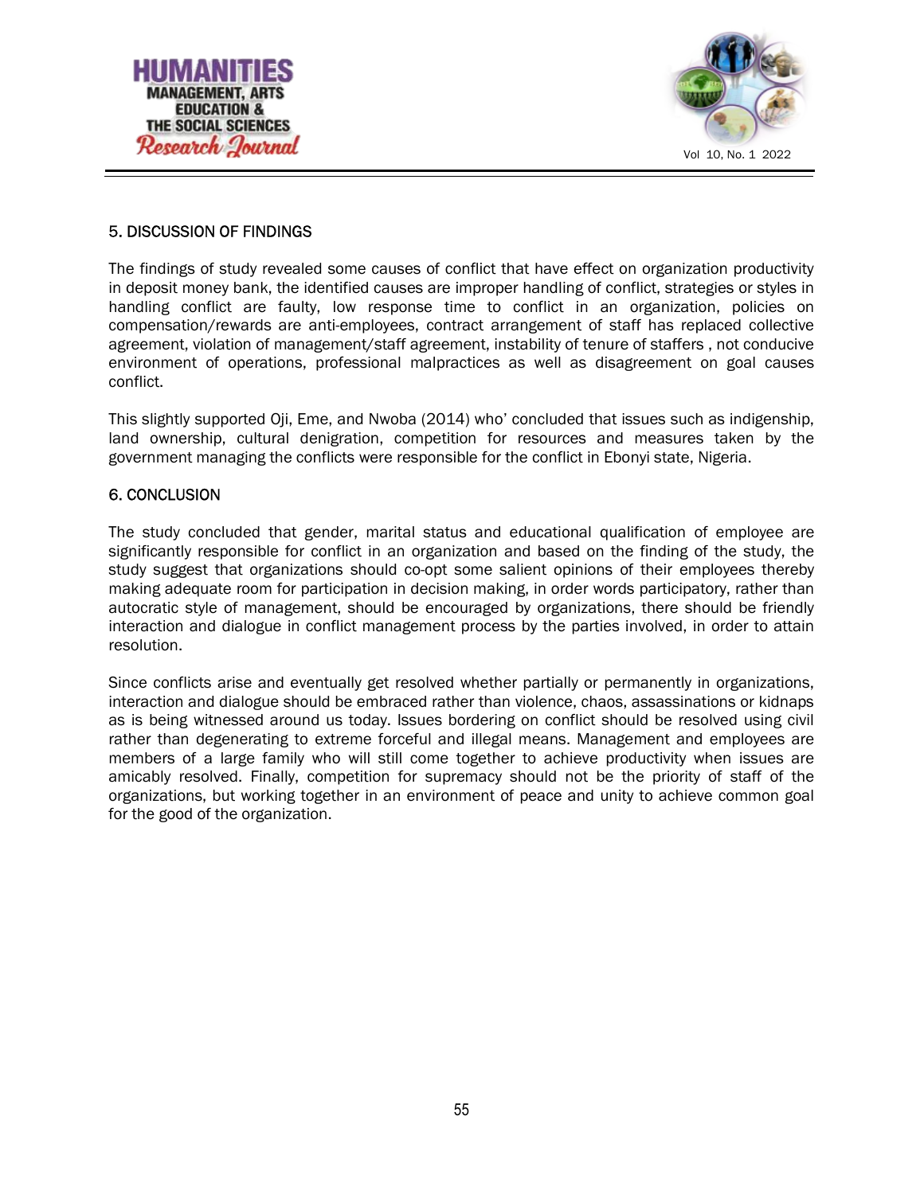## 5. DISCUSSION OF FINDINGS

The findings of study revealed some causes of conflict that have effect on organization productivity in deposit money bank, the identified causes are improper handling of conflict, strategies or styles in handling conflict are faulty, low response time to conflict in an organization, policies on compensation/rewards are anti-employees, contract arrangement of staff has replaced collective agreement, violation of management/staff agreement, instability of tenure of staffers , not conducive environment of operations, professional malpractices as well as disagreement on goal causes conflict.

This slightly supported Oji, Eme, and Nwoba (2014) who' concluded that issues such as indigenship, land ownership, cultural denigration, competition for resources and measures taken by the government managing the conflicts were responsible for the conflict in Ebonyi state, Nigeria.

## 6. CONCLUSION

The study concluded that gender, marital status and educational qualification of employee are significantly responsible for conflict in an organization and based on the finding of the study, the study suggest that organizations should co-opt some salient opinions of their employees thereby making adequate room for participation in decision making, in order words participatory, rather than autocratic style of management, should be encouraged by organizations, there should be friendly interaction and dialogue in conflict management process by the parties involved, in order to attain resolution.

Since conflicts arise and eventually get resolved whether partially or permanently in organizations, interaction and dialogue should be embraced rather than violence, chaos, assassinations or kidnaps as is being witnessed around us today. Issues bordering on conflict should be resolved using civil rather than degenerating to extreme forceful and illegal means. Management and employees are members of a large family who will still come together to achieve productivity when issues are amicably resolved. Finally, competition for supremacy should not be the priority of staff of the organizations, but working together in an environment of peace and unity to achieve common goal for the good of the organization.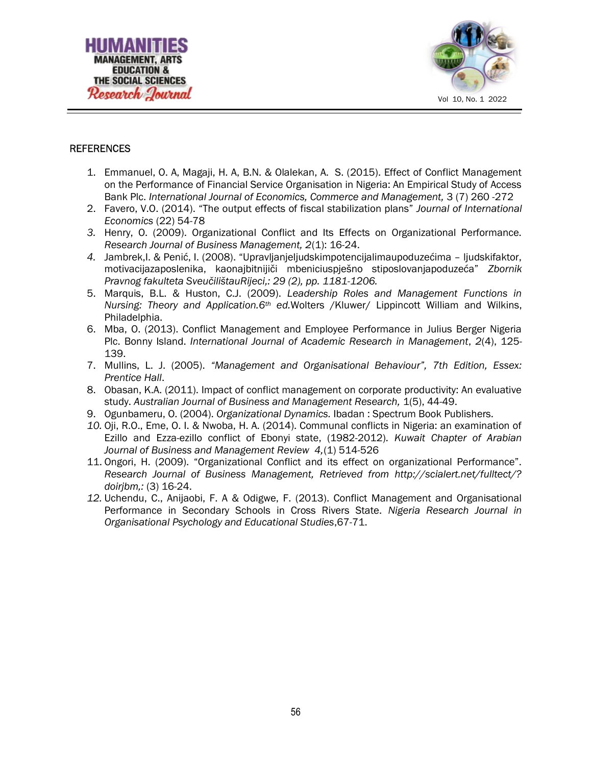## REFERENCES

1. Emmanuel, O. A, Magaji, H. A, B.N. & Olalekan, A. S. (2015). Effect of Conflict Management on the Performance of Financial Service Organisation in Nigeria: An Empirical Study of Access Bank Plc. *International Journal of Economics, Commerce and Management,* 3 (7) 260 -272
2. Favero, V.O. (2014). "The output effects of fiscal stabilization plans" *Journal of International Economics* (22) 54-78
3. Henry, O. (2009). Organizational Conflict and Its Effects on Organizational Performance. *Research Journal of Business Management, 2*(1): 16-24.
4. Jambrek,I. & Penić, I. (2008). "Upravljanjeljudskimpotencijalimaupoduzećima – ljudskifaktor, motivacijazaposlenika, kaonajbitnijiči mbeniciuspješno stiposlovanjapoduzeća" *Zbornik Pravnog fakulteta SveučilištauRijeci,: 29 (2), pp. 1181-1206.*
5. Marquis, B.L. & Huston, C.J. (2009). *Leadership Roles and Management Functions in Nursing: Theory and Application.6th ed.*Wolters /Kluwer/ Lippincott William and Wilkins, Philadelphia.
6. Mba, O. (2013). Conflict Management and Employee Performance in Julius Berger Nigeria Plc. Bonny Island. *International Journal of Academic Research in Management*, *2*(4), 125-139.
7. Mullins, L. J. (2005). *"Management and Organisational Behaviour", 7th Edition, Essex: Prentice Hall*.
8. Obasan, K.A. (2011). Impact of conflict management on corporate productivity: An evaluative study. *Australian Journal of Business and Management Research,* 1(5), 44-49.
9. Ogunbameru, O. (2004). *Organizational Dynamics.* Ibadan : Spectrum Book Publishers.
10. Oji, R.O., Eme, O. I. & Nwoba, H. A. (2014). Communal conflicts in Nigeria: an examination of Ezillo and Ezza-ezillo conflict of Ebonyi state, (1982-2012). *Kuwait Chapter of Arabian Journal of Business and Management Review 4,*(1) 514-526
11. Ongori, H. (2009). "Organizational Conflict and its effect on organizational Performance". *Research Journal of Business Management, Retrieved from http://scialert.net/fulltect/?doirjbm,:* (3) 16-24.
12. Uchendu, C., Anijaobi, F. A & Odigwe, F. (2013). Conflict Management and Organisational Performance in Secondary Schools in Cross Rivers State. *Nigeria Research Journal in Organisational Psychology and Educational Studies*,67-71.